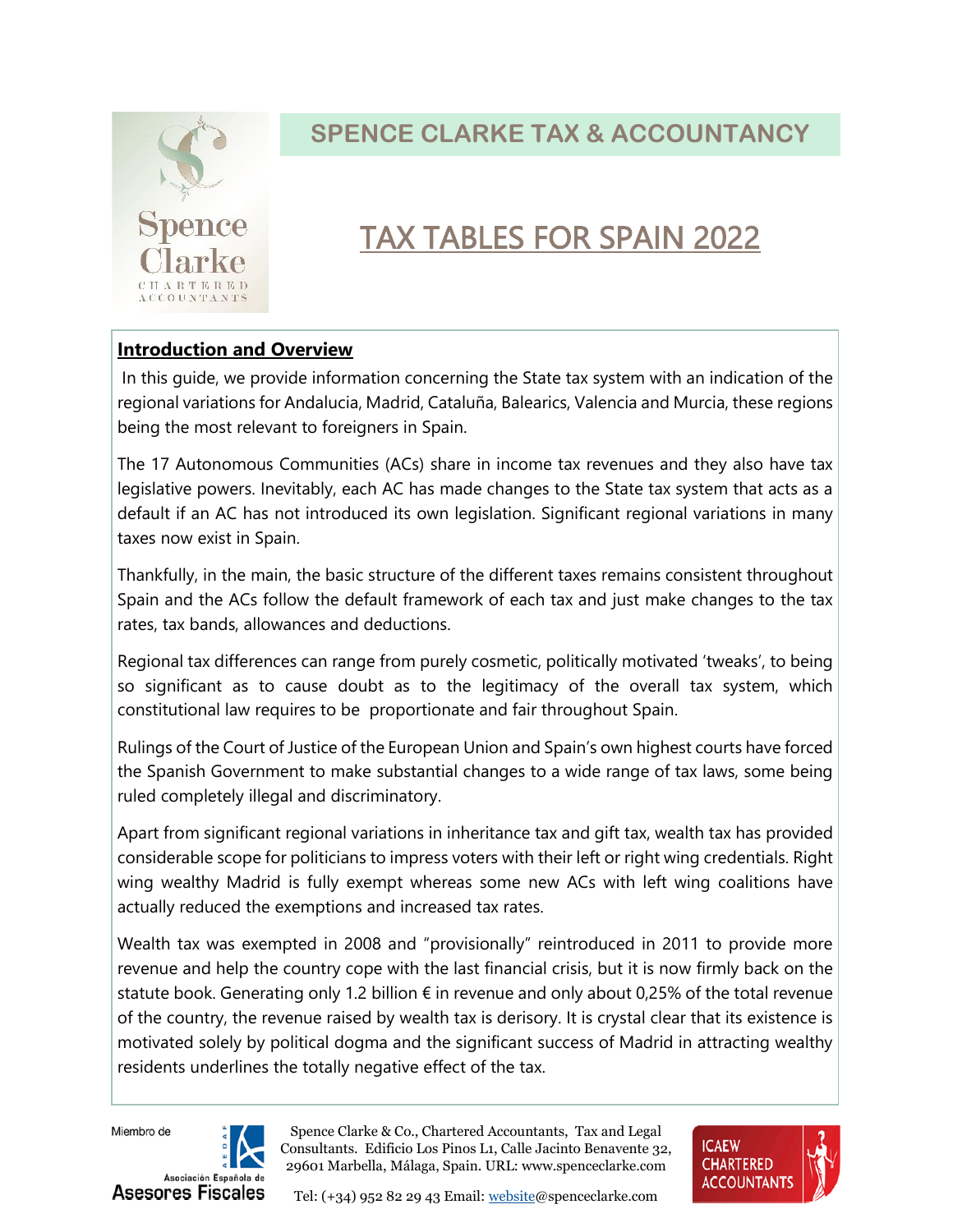# SPENCE CLARKE TAX & ACCOUNTANCY

# TAX TABLES FOR SPAIN 2022

## Introduction and Overview

In this guide, we provide information concerning the State tax system with an indication of the regional variations for Andalucia, Madrid, Cataluña, Balearics, Valencia and Murcia, these regions being the most relevant to foreigners in Spain.

The 17 Autonomous Communities (ACs) share in income tax revenues and they also have tax legislative powers. Inevitably, each AC has made changes to the State tax system that acts as a default if an AC has not introduced its own legislation. Significant regional variations in many taxes now exist in Spain.

Thankfully, in the main, the basic structure of the different taxes remains consistent throughout Spain and the ACs follow the default framework of each tax and just make changes to the tax rates, tax bands, allowances and deductions.

Regional tax differences can range from purely cosmetic, politically motivated 'tweaks', to being so significant as to cause doubt as to the legitimacy of the overall tax system, which constitutional law requires to be proportionate and fair throughout Spain.

Rulings of the Court of Justice of the European Union and Spain's own highest courts have forced the Spanish Government to make substantial changes to a wide range of tax laws, some being ruled completely illegal and discriminatory.

Apart from significant regional variations in inheritance tax and gift tax, wealth tax has provided considerable scope for politicians to impress voters with their left or right wing credentials. Right wing wealthy Madrid is fully exempt whereas some new ACs with left wing coalitions have actually reduced the exemptions and increased tax rates.

Wealth tax was exempted in 2008 and "provisionally" reintroduced in 2011 to provide more revenue and help the country cope with the last financial crisis, but it is now firmly back on the statute book. Generating only 1.2 billion € in revenue and only about 0,25% of the total revenue of the country, the revenue raised by wealth tax is derisory. It is crystal clear that its existence is motivated solely by political dogma and the significant success of Madrid in attracting wealthy residents underlines the totally negative effect of the tax.

Spence Clarke & Co., Chartered Accountants, Tax and Legal Consultants. Edificio Los Pinos L1, Calle Jacinto Benavente 32, 29601 Marbella, Málaga, Spain. URL: www.spenceclarke.com

Tel: (+34) 952 82 29 43 Email: website@spenceclarke.com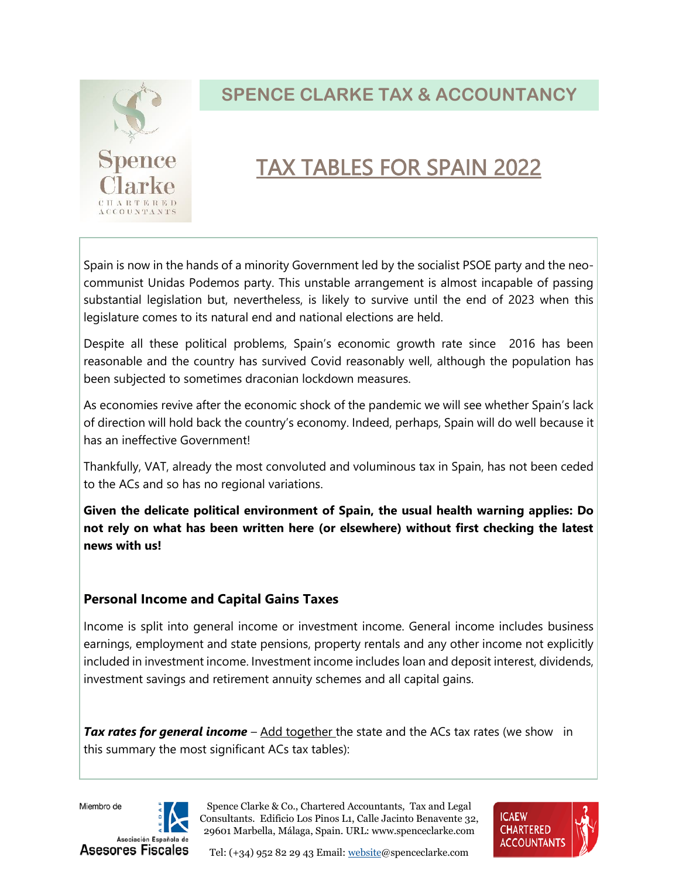# SPENCE CLARKE TAX & ACCOUNTANCY

# TAX TABLES FOR SPAIN 2022

Spain is now in the hands of a minority Government led by the socialist PSOE party and the neo-communist Unidas Podemos party. This unstable arrangement is almost incapable of passing substantial legislation but, nevertheless, is likely to survive until the end of 2023 when this legislature comes to its natural end and national elections are held.

Despite all these political problems, Spain's economic growth rate since 2016 has been reasonable and the country has survived Covid reasonably well, although the population has been subjected to sometimes draconian lockdown measures.

As economies revive after the economic shock of the pandemic we will see whether Spain's lack of direction will hold back the country's economy. Indeed, perhaps, Spain will do well because it has an ineffective Government!

Thankfully, VAT, already the most convoluted and voluminous tax in Spain, has not been ceded to the ACs and so has no regional variations.

**Given the delicate political environment of Spain, the usual health warning applies: Do not rely on what has been written here (or elsewhere) without first checking the latest news with us!**

## Personal Income and Capital Gains Taxes

Income is split into general income or investment income. General income includes business earnings, employment and state pensions, property rentals and any other income not explicitly included in investment income. Investment income includes loan and deposit interest, dividends, investment savings and retirement annuity schemes and all capital gains.

***Tax rates for general income*** – Add together the state and the ACs tax rates (we show in this summary the most significant ACs tax tables):

Spence Clarke & Co., Chartered Accountants, Tax and Legal Consultants. Edificio Los Pinos L1, Calle Jacinto Benavente 32, 29601 Marbella, Málaga, Spain. URL: www.spenceclarke.com

Tel: (+34) 952 82 29 43 Email: website@spenceclarke.com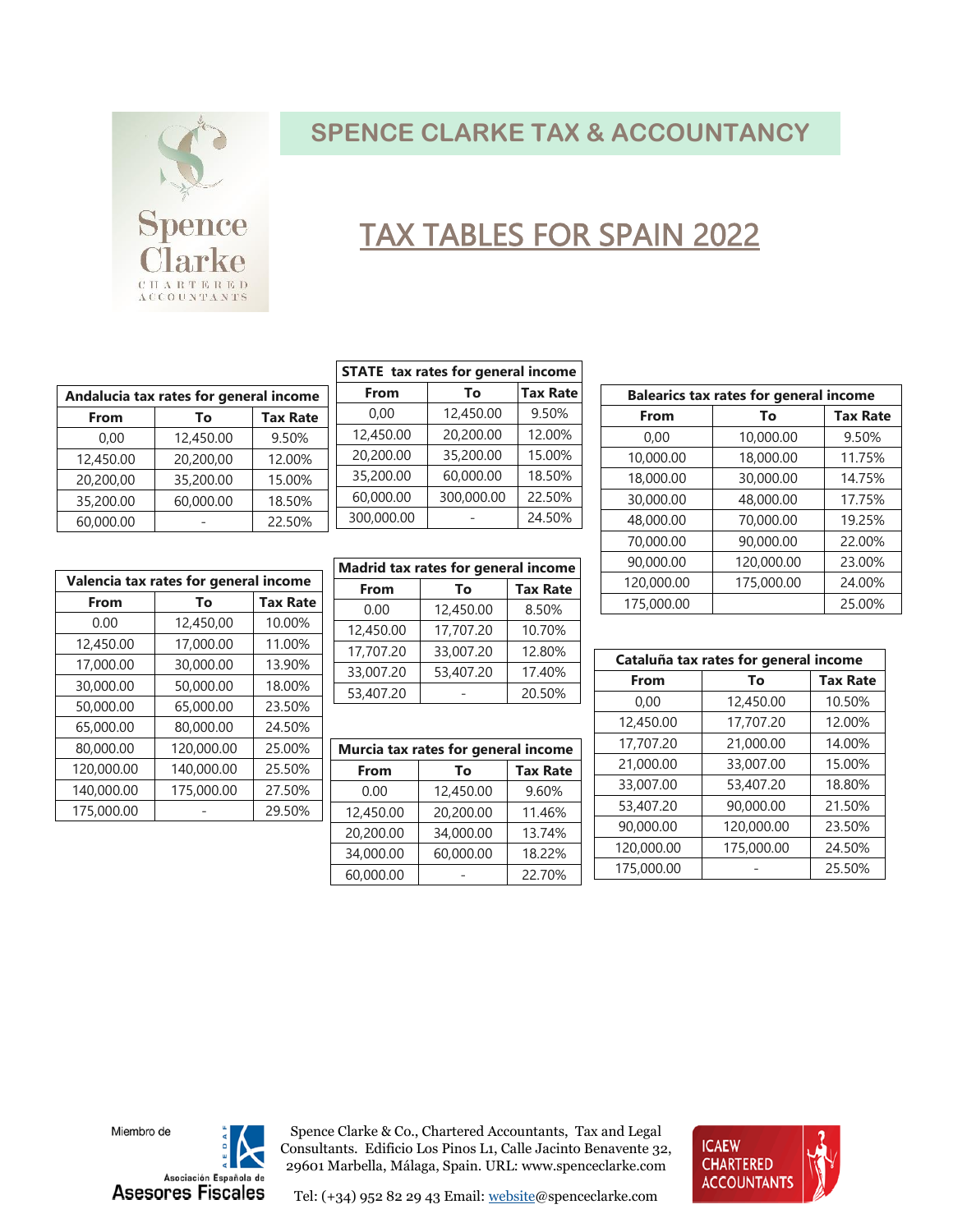# SPENCE CLARKE TAX & ACCOUNTANCY

## TAX TABLES FOR SPAIN 2022

| Andalucia tax rates for general income | | |
|---|---|---|
| **From** | **To** | **Tax Rate** |
| 0,00 | 12,450.00 | 9.50% |
| 12,450.00 | 20,200,00 | 12.00% |
| 20,200,00 | 35,200.00 | 15.00% |
| 35,200.00 | 60,000.00 | 18.50% |
| 60,000.00 | - | 22.50% |

| STATE tax rates for general income | | |
|---|---|---|
| **From** | **To** | **Tax Rate** |
| 0,00 | 12,450.00 | 9.50% |
| 12,450.00 | 20,200.00 | 12.00% |
| 20,200.00 | 35,200.00 | 15.00% |
| 35,200.00 | 60,000.00 | 18.50% |
| 60,000.00 | 300,000.00 | 22.50% |
| 300,000.00 | - | 24.50% |

| Balearics tax rates for general income | | |
|---|---|---|
| **From** | **To** | **Tax Rate** |
| 0,00 | 10,000.00 | 9.50% |
| 10,000.00 | 18,000.00 | 11.75% |
| 18,000.00 | 30,000.00 | 14.75% |
| 30,000.00 | 48,000.00 | 17.75% |
| 48,000.00 | 70,000.00 | 19.25% |
| 70,000.00 | 90,000.00 | 22.00% |
| 90,000.00 | 120,000.00 | 23.00% |
| 120,000.00 | 175,000.00 | 24.00% |
| 175,000.00 | | 25.00% |

| Valencia tax rates for general income | | |
|---|---|---|
| **From** | **To** | **Tax Rate** |
| 0.00 | 12,450,00 | 10.00% |
| 12,450.00 | 17,000.00 | 11.00% |
| 17,000.00 | 30,000.00 | 13.90% |
| 30,000.00 | 50,000.00 | 18.00% |
| 50,000.00 | 65,000.00 | 23.50% |
| 65,000.00 | 80,000.00 | 24.50% |
| 80,000.00 | 120,000.00 | 25.00% |
| 120,000.00 | 140,000.00 | 25.50% |
| 140,000.00 | 175,000.00 | 27.50% |
| 175,000.00 | - | 29.50% |

| Madrid tax rates for general income | | |
|---|---|---|
| **From** | **To** | **Tax Rate** |
| 0.00 | 12,450.00 | 8.50% |
| 12,450.00 | 17,707.20 | 10.70% |
| 17,707.20 | 33,007.20 | 12.80% |
| 33,007.20 | 53,407.20 | 17.40% |
| 53,407.20 | - | 20.50% |

| Murcia tax rates for general income | | |
|---|---|---|
| **From** | **To** | **Tax Rate** |
| 0.00 | 12,450.00 | 9.60% |
| 12,450.00 | 20,200.00 | 11.46% |
| 20,200.00 | 34,000.00 | 13.74% |
| 34,000.00 | 60,000.00 | 18.22% |
| 60,000.00 | - | 22.70% |

| Cataluña tax rates for general income | | |
|---|---|---|
| **From** | **To** | **Tax Rate** |
| 0,00 | 12,450.00 | 10.50% |
| 12,450.00 | 17,707.20 | 12.00% |
| 17,707.20 | 21,000.00 | 14.00% |
| 21,000.00 | 33,007.00 | 15.00% |
| 33,007.00 | 53,407.20 | 18.80% |
| 53,407.20 | 90,000.00 | 21.50% |
| 90,000.00 | 120,000.00 | 23.50% |
| 120,000.00 | 175,000.00 | 24.50% |
| 175,000.00 | - | 25.50% |

Miembro de Asociación Española de Asesores Fiscales

Spence Clarke & Co., Chartered Accountants, Tax and Legal Consultants. Edificio Los Pinos L1, Calle Jacinto Benavente 32, 29601 Marbella, Málaga, Spain. URL: www.spenceclarke.com

Tel: (+34) 952 82 29 43 Email: website@spenceclarke.com

ICAEW CHARTERED ACCOUNTANTS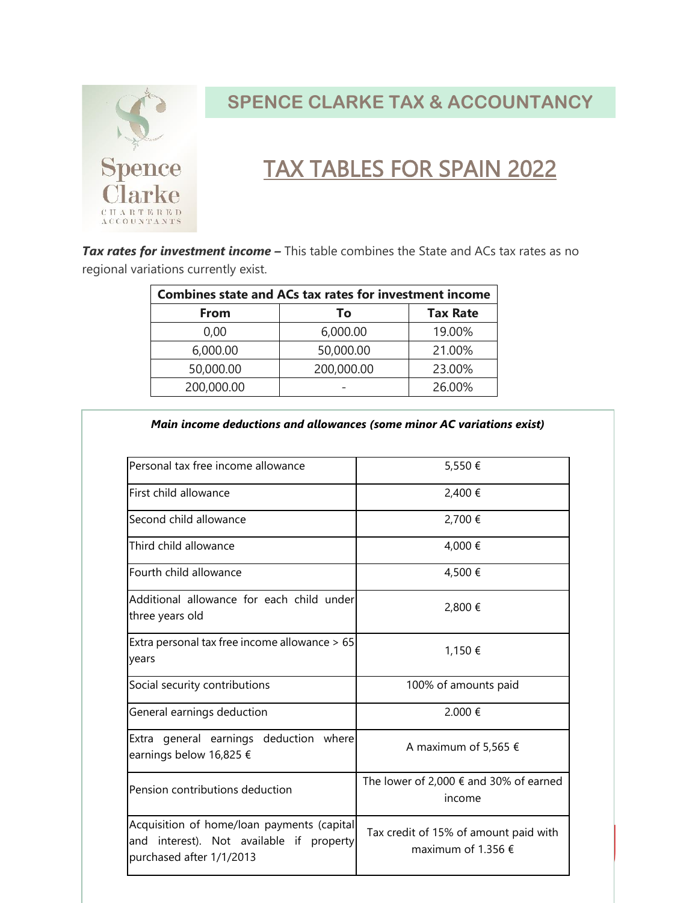# SPENCE CLARKE TAX & ACCOUNTANCY

## TAX TABLES FOR SPAIN 2022

***Tax rates for investment income –*** This table combines the State and ACs tax rates as no regional variations currently exist.

| Combines state and ACs tax rates for investment income | | |
|---|---|---|
| **From** | **To** | **Tax Rate** |
| 0,00 | 6,000.00 | 19.00% |
| 6,000.00 | 50,000.00 | 21.00% |
| 50,000.00 | 200,000.00 | 23.00% |
| 200,000.00 | - | 26.00% |

***Main income deductions and allowances (some minor AC variations exist)***

| | |
|---|---|
| Personal tax free income allowance | 5,550 € |
| First child allowance | 2,400 € |
| Second child allowance | 2,700 € |
| Third child allowance | 4,000 € |
| Fourth child allowance | 4,500 € |
| Additional allowance for each child under three years old | 2,800 € |
| Extra personal tax free income allowance > 65 years | 1,150 € |
| Social security contributions | 100% of amounts paid |
| General earnings deduction | 2.000 € |
| Extra general earnings deduction where earnings below 16,825 € | A maximum of 5,565 € |
| Pension contributions deduction | The lower of 2,000 € and 30% of earned income |
| Acquisition of home/loan payments (capital and interest). Not available if property purchased after 1/1/2013 | Tax credit of 15% of amount paid with maximum of 1.356 € |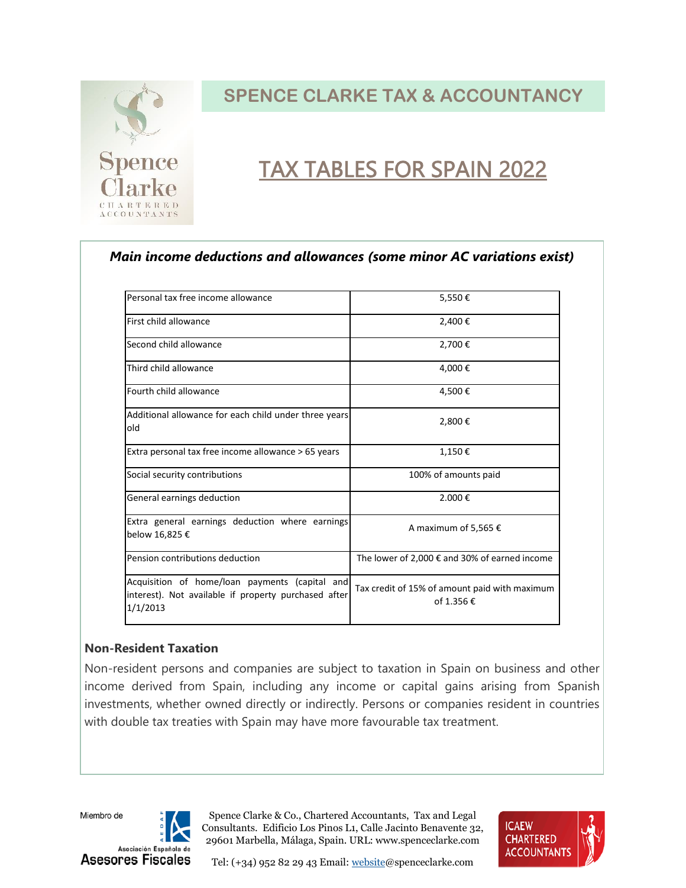# SPENCE CLARKE TAX & ACCOUNTANCY

## TAX TABLES FOR SPAIN 2022

### *Main income deductions and allowances (some minor AC variations exist)*

| | |
|---|---|
| Personal tax free income allowance | 5,550 € |
| First child allowance | 2,400 € |
| Second child allowance | 2,700 € |
| Third child allowance | 4,000 € |
| Fourth child allowance | 4,500 € |
| Additional allowance for each child under three years old | 2,800 € |
| Extra personal tax free income allowance > 65 years | 1,150 € |
| Social security contributions | 100% of amounts paid |
| General earnings deduction | 2.000 € |
| Extra general earnings deduction where earnings below 16,825 € | A maximum of 5,565 € |
| Pension contributions deduction | The lower of 2,000 € and 30% of earned income |
| Acquisition of home/loan payments (capital and interest). Not available if property purchased after 1/1/2013 | Tax credit of 15% of amount paid with maximum of 1.356 € |

### Non-Resident Taxation

Non-resident persons and companies are subject to taxation in Spain on business and other income derived from Spain, including any income or capital gains arising from Spanish investments, whether owned directly or indirectly. Persons or companies resident in countries with double tax treaties with Spain may have more favourable tax treatment.

Miembro de Asociación Española de Asesores Fiscales

Spence Clarke & Co., Chartered Accountants, Tax and Legal Consultants. Edificio Los Pinos L1, Calle Jacinto Benavente 32, 29601 Marbella, Málaga, Spain. URL: www.spenceclarke.com

Tel: (+34) 952 82 29 43 Email: website@spenceclarke.com

ICAEW CHARTERED ACCOUNTANTS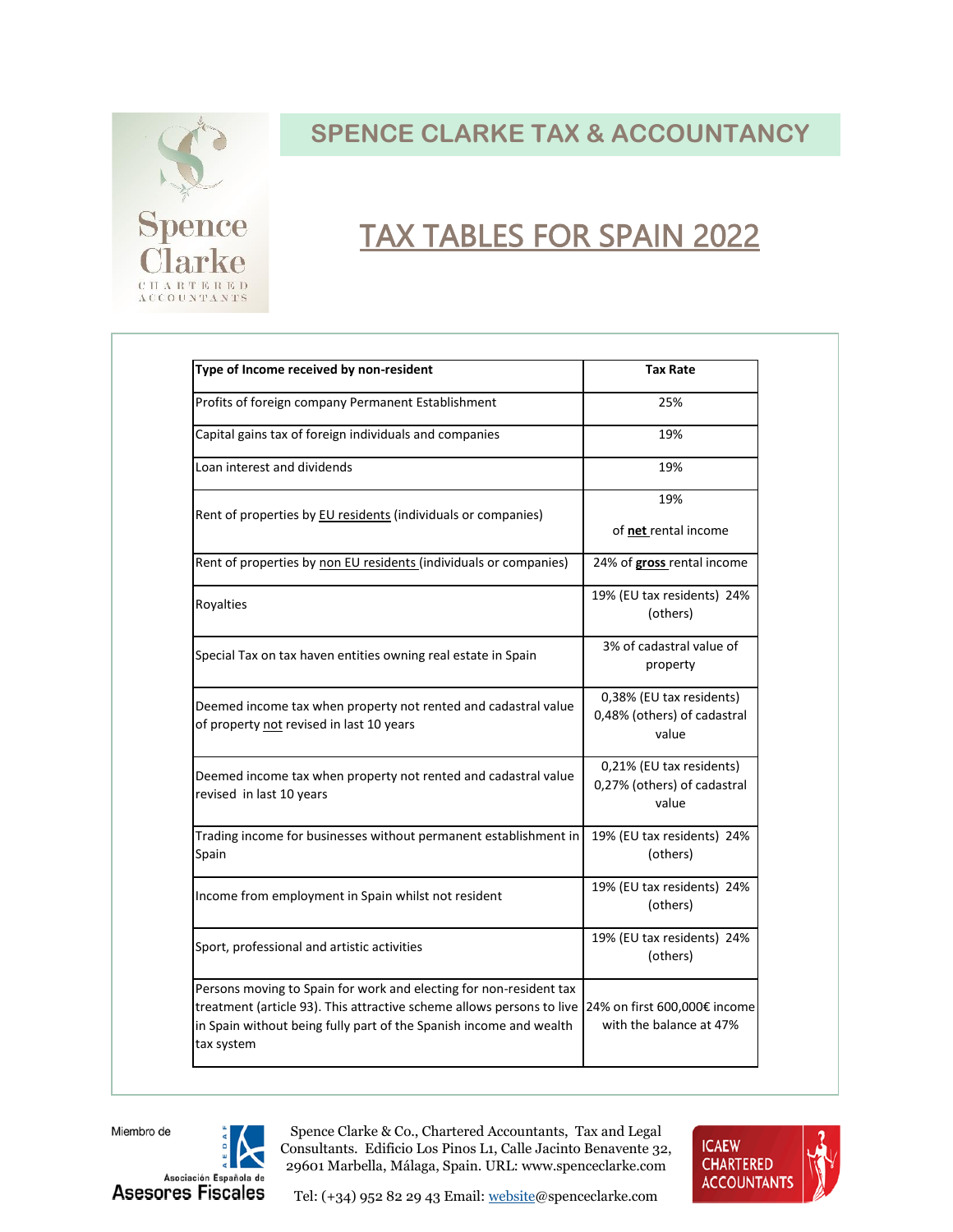# SPENCE CLARKE TAX & ACCOUNTANCY

## TAX TABLES FOR SPAIN 2022

| Type of Income received by non-resident | Tax Rate |
|---|---|
| Profits of foreign company Permanent Establishment | 25% |
| Capital gains tax of foreign individuals and companies | 19% |
| Loan interest and dividends | 19% |
| Rent of properties by EU residents (individuals or companies) | 19% of **net** rental income |
| Rent of properties by non EU residents (individuals or companies) | 24% of **gross** rental income |
| Royalties | 19% (EU tax residents) 24% (others) |
| Special Tax on tax haven entities owning real estate in Spain | 3% of cadastral value of property |
| Deemed income tax when property not rented and cadastral value of property not revised in last 10 years | 0,38% (EU tax residents) 0,48% (others) of cadastral value |
| Deemed income tax when property not rented and cadastral value revised in last 10 years | 0,21% (EU tax residents) 0,27% (others) of cadastral value |
| Trading income for businesses without permanent establishment in Spain | 19% (EU tax residents) 24% (others) |
| Income from employment in Spain whilst not resident | 19% (EU tax residents) 24% (others) |
| Sport, professional and artistic activities | 19% (EU tax residents) 24% (others) |
| Persons moving to Spain for work and electing for non-resident tax treatment (article 93). This attractive scheme allows persons to live in Spain without being fully part of the Spanish income and wealth tax system | 24% on first 600,000€ income with the balance at 47% |

Miembro de Asociación Española de Asesores Fiscales

Spence Clarke & Co., Chartered Accountants, Tax and Legal Consultants. Edificio Los Pinos L1, Calle Jacinto Benavente 32, 29601 Marbella, Málaga, Spain. URL: www.spenceclarke.com

Tel: (+34) 952 82 29 43 Email: website@spenceclarke.com

ICAEW CHARTERED ACCOUNTANTS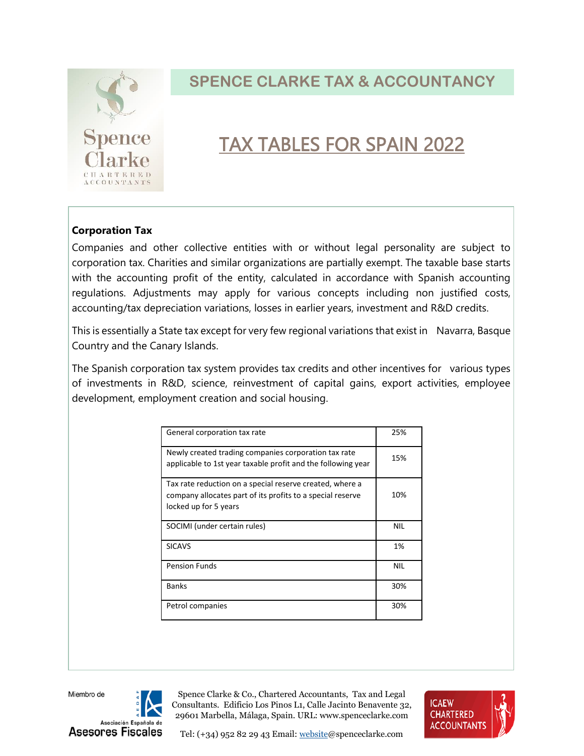# SPENCE CLARKE TAX & ACCOUNTANCY

## TAX TABLES FOR SPAIN 2022

### Corporation Tax

Companies and other collective entities with or without legal personality are subject to corporation tax. Charities and similar organizations are partially exempt. The taxable base starts with the accounting profit of the entity, calculated in accordance with Spanish accounting regulations. Adjustments may apply for various concepts including non justified costs, accounting/tax depreciation variations, losses in earlier years, investment and R&D credits.

This is essentially a State tax except for very few regional variations that exist in Navarra, Basque Country and the Canary Islands.

The Spanish corporation tax system provides tax credits and other incentives for various types of investments in R&D, science, reinvestment of capital gains, export activities, employee development, employment creation and social housing.

| | |
|---|---|
| General corporation tax rate | 25% |
| Newly created trading companies corporation tax rate applicable to 1st year taxable profit and the following year | 15% |
| Tax rate reduction on a special reserve created, where a company allocates part of its profits to a special reserve locked up for 5 years | 10% |
| SOCIMI (under certain rules) | NIL |
| SICAVS | 1% |
| Pension Funds | NIL |
| Banks | 30% |
| Petrol companies | 30% |

Miembro de Asociación Española de Asesores Fiscales

Spence Clarke & Co., Chartered Accountants, Tax and Legal Consultants. Edificio Los Pinos L1, Calle Jacinto Benavente 32, 29601 Marbella, Málaga, Spain. URL: www.spenceclarke.com

Tel: (+34) 952 82 29 43 Email: website@spenceclarke.com

ICAEW CHARTERED ACCOUNTANTS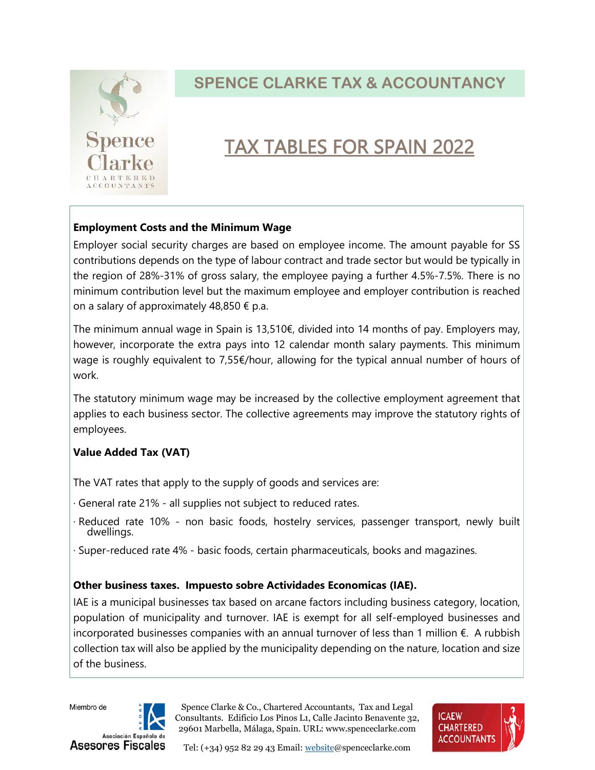## SPENCE CLARKE TAX & ACCOUNTANCY

# TAX TABLES FOR SPAIN 2022

**Employment Costs and the Minimum Wage**

Employer social security charges are based on employee income. The amount payable for SS contributions depends on the type of labour contract and trade sector but would be typically in the region of 28%-31% of gross salary, the employee paying a further 4.5%-7.5%. There is no minimum contribution level but the maximum employee and employer contribution is reached on a salary of approximately 48,850 € p.a.

The minimum annual wage in Spain is 13,510€, divided into 14 months of pay. Employers may, however, incorporate the extra pays into 12 calendar month salary payments. This minimum wage is roughly equivalent to 7,55€/hour, allowing for the typical annual number of hours of work.

The statutory minimum wage may be increased by the collective employment agreement that applies to each business sector. The collective agreements may improve the statutory rights of employees.

**Value Added Tax (VAT)**

The VAT rates that apply to the supply of goods and services are:

· General rate 21% - all supplies not subject to reduced rates.

· Reduced rate 10% - non basic foods, hostelry services, passenger transport, newly built dwellings.

· Super-reduced rate 4% - basic foods, certain pharmaceuticals, books and magazines.

**Other business taxes. Impuesto sobre Actividades Economicas (IAE).**

IAE is a municipal businesses tax based on arcane factors including business category, location, population of municipality and turnover. IAE is exempt for all self-employed businesses and incorporated businesses companies with an annual turnover of less than 1 million €. A rubbish collection tax will also be applied by the municipality depending on the nature, location and size of the business.

Miembro de Asociación Española de Asesores Fiscales

Spence Clarke & Co., Chartered Accountants, Tax and Legal Consultants. Edificio Los Pinos L1, Calle Jacinto Benavente 32, 29601 Marbella, Málaga, Spain. URL: www.spenceclarke.com

Tel: (+34) 952 82 29 43 Email: website@spenceclarke.com

ICAEW CHARTERED ACCOUNTANTS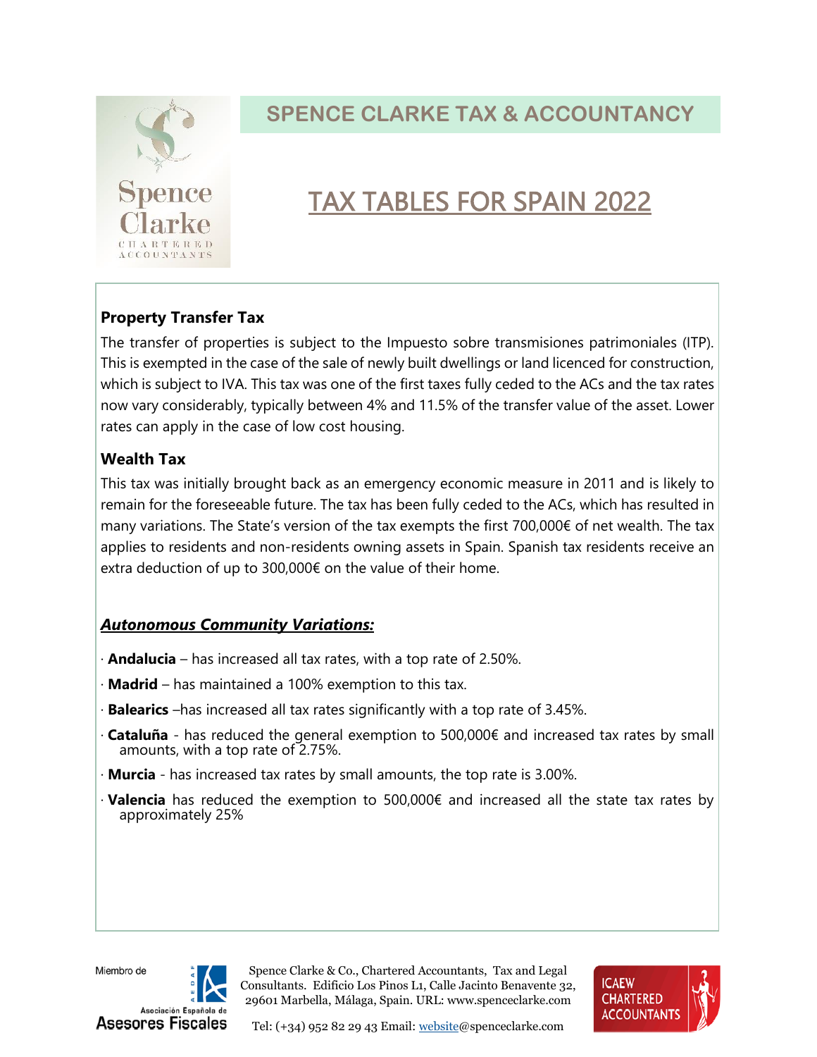# SPENCE CLARKE TAX & ACCOUNTANCY

## TAX TABLES FOR SPAIN 2022

### Property Transfer Tax

The transfer of properties is subject to the Impuesto sobre transmisiones patrimoniales (ITP). This is exempted in the case of the sale of newly built dwellings or land licenced for construction, which is subject to IVA. This tax was one of the first taxes fully ceded to the ACs and the tax rates now vary considerably, typically between 4% and 11.5% of the transfer value of the asset. Lower rates can apply in the case of low cost housing.

### Wealth Tax

This tax was initially brought back as an emergency economic measure in 2011 and is likely to remain for the foreseeable future. The tax has been fully ceded to the ACs, which has resulted in many variations. The State's version of the tax exempts the first 700,000€ of net wealth. The tax applies to residents and non-residents owning assets in Spain. Spanish tax residents receive an extra deduction of up to 300,000€ on the value of their home.

***Autonomous Community Variations:***

- **Andalucia** – has increased all tax rates, with a top rate of 2.50%.
- **Madrid** – has maintained a 100% exemption to this tax.
- **Balearics** –has increased all tax rates significantly with a top rate of 3.45%.
- **Cataluña** - has reduced the general exemption to 500,000€ and increased tax rates by small amounts, with a top rate of 2.75%.
- **Murcia** - has increased tax rates by small amounts, the top rate is 3.00%.
- **Valencia** has reduced the exemption to 500,000€ and increased all the state tax rates by approximately 25%

Miembro de Asociación Española de Asesores Fiscales

Spence Clarke & Co., Chartered Accountants, Tax and Legal Consultants. Edificio Los Pinos L1, Calle Jacinto Benavente 32, 29601 Marbella, Málaga, Spain. URL: www.spenceclarke.com

Tel: (+34) 952 82 29 43 Email: website@spenceclarke.com

ICAEW CHARTERED ACCOUNTANTS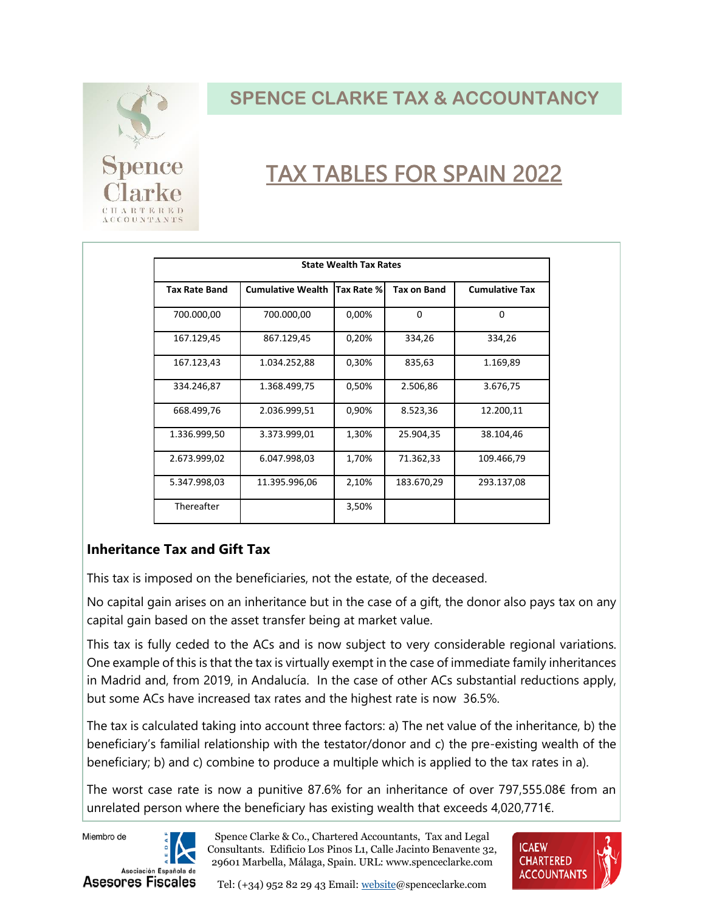## TAX TABLES FOR SPAIN 2022

| State Wealth Tax Rates | | | | |
|---|---|---|---|---|
| **Tax Rate Band** | **Cumulative Wealth** | **Tax Rate %** | **Tax on Band** | **Cumulative Tax** |
| 700.000,00 | 700.000,00 | 0,00% | 0 | 0 |
| 167.129,45 | 867.129,45 | 0,20% | 334,26 | 334,26 |
| 167.123,43 | 1.034.252,88 | 0,30% | 835,63 | 1.169,89 |
| 334.246,87 | 1.368.499,75 | 0,50% | 2.506,86 | 3.676,75 |
| 668.499,76 | 2.036.999,51 | 0,90% | 8.523,36 | 12.200,11 |
| 1.336.999,50 | 3.373.999,01 | 1,30% | 25.904,35 | 38.104,46 |
| 2.673.999,02 | 6.047.998,03 | 1,70% | 71.362,33 | 109.466,79 |
| 5.347.998,03 | 11.395.996,06 | 2,10% | 183.670,29 | 293.137,08 |
| Thereafter | | 3,50% | | |

### Inheritance Tax and Gift Tax

This tax is imposed on the beneficiaries, not the estate, of the deceased.

No capital gain arises on an inheritance but in the case of a gift, the donor also pays tax on any capital gain based on the asset transfer being at market value.

This tax is fully ceded to the ACs and is now subject to very considerable regional variations. One example of this is that the tax is virtually exempt in the case of immediate family inheritances in Madrid and, from 2019, in Andalucía. In the case of other ACs substantial reductions apply, but some ACs have increased tax rates and the highest rate is now 36.5%.

The tax is calculated taking into account three factors: a) The net value of the inheritance, b) the beneficiary's familial relationship with the testator/donor and c) the pre-existing wealth of the beneficiary; b) and c) combine to produce a multiple which is applied to the tax rates in a).

The worst case rate is now a punitive 87.6% for an inheritance of over 797,555.08€ from an unrelated person where the beneficiary has existing wealth that exceeds 4,020,771€.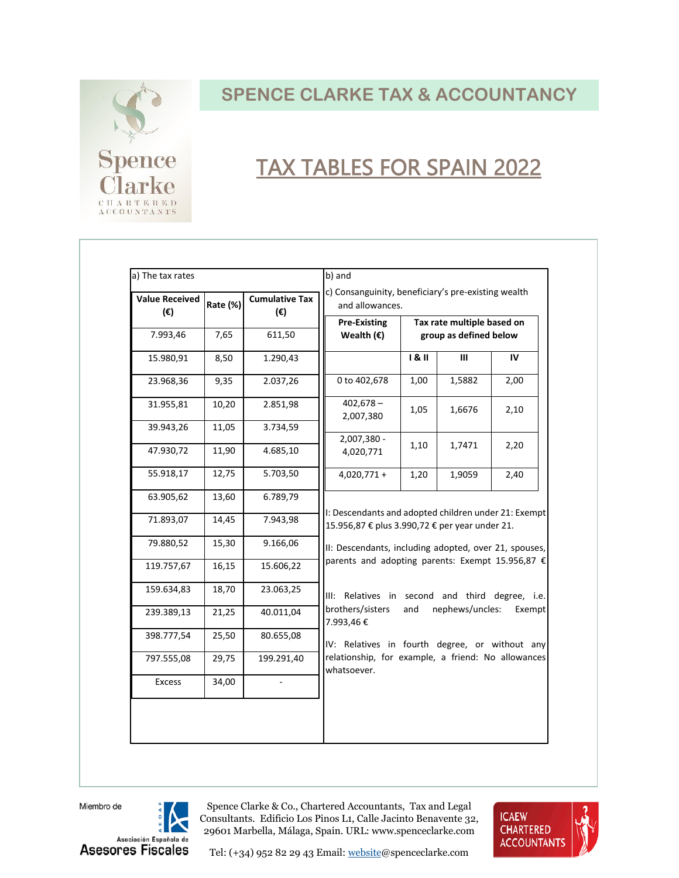# SPENCE CLARKE TAX & ACCOUNTANCY

## TAX TABLES FOR SPAIN 2022

a) The tax rates

| Value Received (€) | Rate (%) | Cumulative Tax (€) |
|---|---|---|
| 7.993,46 | 7,65 | 611,50 |
| 15.980,91 | 8,50 | 1.290,43 |
| 23.968,36 | 9,35 | 2.037,26 |
| 31.955,81 | 10,20 | 2.851,98 |
| 39.943,26 | 11,05 | 3.734,59 |
| 47.930,72 | 11,90 | 4.685,10 |
| 55.918,17 | 12,75 | 5.703,50 |
| 63.905,62 | 13,60 | 6.789,79 |
| 71.893,07 | 14,45 | 7.943,98 |
| 79.880,52 | 15,30 | 9.166,06 |
| 119.757,67 | 16,15 | 15.606,22 |
| 159.634,83 | 18,70 | 23.063,25 |
| 239.389,13 | 21,25 | 40.011,04 |
| 398.777,54 | 25,50 | 80.655,08 |
| 797.555,08 | 29,75 | 199.291,40 |
| Excess | 34,00 | - |

b) and

c) Consanguinity, beneficiary's pre-existing wealth and allowances.

| Pre-Existing Wealth (€) | Tax rate multiple based on group as defined below | | |
|---|---|---|---|
| | I & II | III | IV |
| 0 to 402,678 | 1,00 | 1,5882 | 2,00 |
| 402,678 – 2,007,380 | 1,05 | 1,6676 | 2,10 |
| 2,007,380 - 4,020,771 | 1,10 | 1,7471 | 2,20 |
| 4,020,771 + | 1,20 | 1,9059 | 2,40 |

I: Descendants and adopted children under 21: Exempt 15.956,87 € plus 3.990,72 € per year under 21.

II: Descendants, including adopted, over 21, spouses, parents and adopting parents: Exempt 15.956,87 €

III: Relatives in second and third degree, i.e. brothers/sisters and nephews/uncles: Exempt 7.993,46 €

IV: Relatives in fourth degree, or without any relationship, for example, a friend: No allowances whatsoever.

Spence Clarke & Co., Chartered Accountants, Tax and Legal Consultants. Edificio Los Pinos L1, Calle Jacinto Benavente 32, 29601 Marbella, Málaga, Spain. URL: www.spenceclarke.com

Tel: (+34) 952 82 29 43 Email: website@spenceclarke.com